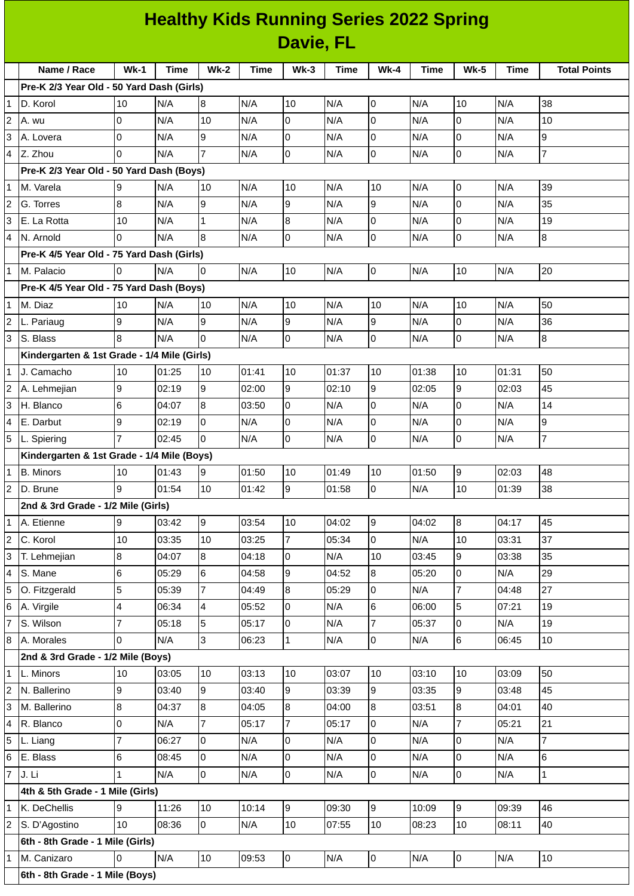# Healthy Kids Running Series 2022 Spring
## Davie, FL

| | Name / Race | Wk-1 | Time | Wk-2 | Time | Wk-3 | Time | Wk-4 | Time | Wk-5 | Time | Total Points |
|---|---|---|---|---|---|---|---|---|---|---|---|---|
| | **Pre-K 2/3 Year Old - 50 Yard Dash (Girls)** | | | | | | | | | | | |
| 1 | D. Korol | 10 | N/A | 8 | N/A | 10 | N/A | 0 | N/A | 10 | N/A | 38 |
| 2 | A. wu | 0 | N/A | 10 | N/A | 0 | N/A | 0 | N/A | 0 | N/A | 10 |
| 3 | A. Lovera | 0 | N/A | 9 | N/A | 0 | N/A | 0 | N/A | 0 | N/A | 9 |
| 4 | Z. Zhou | 0 | N/A | 7 | N/A | 0 | N/A | 0 | N/A | 0 | N/A | 7 |
| | **Pre-K 2/3 Year Old - 50 Yard Dash (Boys)** | | | | | | | | | | | |
| 1 | M. Varela | 9 | N/A | 10 | N/A | 10 | N/A | 10 | N/A | 0 | N/A | 39 |
| 2 | G. Torres | 8 | N/A | 9 | N/A | 9 | N/A | 9 | N/A | 0 | N/A | 35 |
| 3 | E. La Rotta | 10 | N/A | 1 | N/A | 8 | N/A | 0 | N/A | 0 | N/A | 19 |
| 4 | N. Arnold | 0 | N/A | 8 | N/A | 0 | N/A | 0 | N/A | 0 | N/A | 8 |
| | **Pre-K 4/5 Year Old - 75 Yard Dash (Girls)** | | | | | | | | | | | |
| 1 | M. Palacio | 0 | N/A | 0 | N/A | 10 | N/A | 0 | N/A | 10 | N/A | 20 |
| | **Pre-K 4/5 Year Old - 75 Yard Dash (Boys)** | | | | | | | | | | | |
| 1 | M. Diaz | 10 | N/A | 10 | N/A | 10 | N/A | 10 | N/A | 10 | N/A | 50 |
| 2 | L. Pariaug | 9 | N/A | 9 | N/A | 9 | N/A | 9 | N/A | 0 | N/A | 36 |
| 3 | S. Blass | 8 | N/A | 0 | N/A | 0 | N/A | 0 | N/A | 0 | N/A | 8 |
| | **Kindergarten & 1st Grade - 1/4 Mile (Girls)** | | | | | | | | | | | |
| 1 | J. Camacho | 10 | 01:25 | 10 | 01:41 | 10 | 01:37 | 10 | 01:38 | 10 | 01:31 | 50 |
| 2 | A. Lehmejian | 9 | 02:19 | 9 | 02:00 | 9 | 02:10 | 9 | 02:05 | 9 | 02:03 | 45 |
| 3 | H. Blanco | 6 | 04:07 | 8 | 03:50 | 0 | N/A | 0 | N/A | 0 | N/A | 14 |
| 4 | E. Darbut | 9 | 02:19 | 0 | N/A | 0 | N/A | 0 | N/A | 0 | N/A | 9 |
| 5 | L. Spiering | 7 | 02:45 | 0 | N/A | 0 | N/A | 0 | N/A | 0 | N/A | 7 |
| | **Kindergarten & 1st Grade - 1/4 Mile (Boys)** | | | | | | | | | | | |
| 1 | B. Minors | 10 | 01:43 | 9 | 01:50 | 10 | 01:49 | 10 | 01:50 | 9 | 02:03 | 48 |
| 2 | D. Brune | 9 | 01:54 | 10 | 01:42 | 9 | 01:58 | 0 | N/A | 10 | 01:39 | 38 |
| | **2nd & 3rd Grade - 1/2 Mile (Girls)** | | | | | | | | | | | |
| 1 | A. Etienne | 9 | 03:42 | 9 | 03:54 | 10 | 04:02 | 9 | 04:02 | 8 | 04:17 | 45 |
| 2 | C. Korol | 10 | 03:35 | 10 | 03:25 | 7 | 05:34 | 0 | N/A | 10 | 03:31 | 37 |
| 3 | T. Lehmejian | 8 | 04:07 | 8 | 04:18 | 0 | N/A | 10 | 03:45 | 9 | 03:38 | 35 |
| 4 | S. Mane | 6 | 05:29 | 6 | 04:58 | 9 | 04:52 | 8 | 05:20 | 0 | N/A | 29 |
| 5 | O. Fitzgerald | 5 | 05:39 | 7 | 04:49 | 8 | 05:29 | 0 | N/A | 7 | 04:48 | 27 |
| 6 | A. Virgile | 4 | 06:34 | 4 | 05:52 | 0 | N/A | 6 | 06:00 | 5 | 07:21 | 19 |
| 7 | S. Wilson | 7 | 05:18 | 5 | 05:17 | 0 | N/A | 7 | 05:37 | 0 | N/A | 19 |
| 8 | A. Morales | 0 | N/A | 3 | 06:23 | 1 | N/A | 0 | N/A | 6 | 06:45 | 10 |
| | **2nd & 3rd Grade - 1/2 Mile (Boys)** | | | | | | | | | | | |
| 1 | L. Minors | 10 | 03:05 | 10 | 03:13 | 10 | 03:07 | 10 | 03:10 | 10 | 03:09 | 50 |
| 2 | N. Ballerino | 9 | 03:40 | 9 | 03:40 | 9 | 03:39 | 9 | 03:35 | 9 | 03:48 | 45 |
| 3 | M. Ballerino | 8 | 04:37 | 8 | 04:05 | 8 | 04:00 | 8 | 03:51 | 8 | 04:01 | 40 |
| 4 | R. Blanco | 0 | N/A | 7 | 05:17 | 7 | 05:17 | 0 | N/A | 7 | 05:21 | 21 |
| 5 | L. Liang | 7 | 06:27 | 0 | N/A | 0 | N/A | 0 | N/A | 0 | N/A | 7 |
| 6 | E. Blass | 6 | 08:45 | 0 | N/A | 0 | N/A | 0 | N/A | 0 | N/A | 6 |
| 7 | J. Li | 1 | N/A | 0 | N/A | 0 | N/A | 0 | N/A | 0 | N/A | 1 |
| | **4th & 5th Grade - 1 Mile (Girls)** | | | | | | | | | | | |
| 1 | K. DeChellis | 9 | 11:26 | 10 | 10:14 | 9 | 09:30 | 9 | 10:09 | 9 | 09:39 | 46 |
| 2 | S. D'Agostino | 10 | 08:36 | 0 | N/A | 10 | 07:55 | 10 | 08:23 | 10 | 08:11 | 40 |
| | **6th - 8th Grade - 1 Mile (Girls)** | | | | | | | | | | | |
| 1 | M. Canizaro | 0 | N/A | 10 | 09:53 | 0 | N/A | 0 | N/A | 0 | N/A | 10 |
| | **6th - 8th Grade - 1 Mile (Boys)** | | | | | | | | | | | |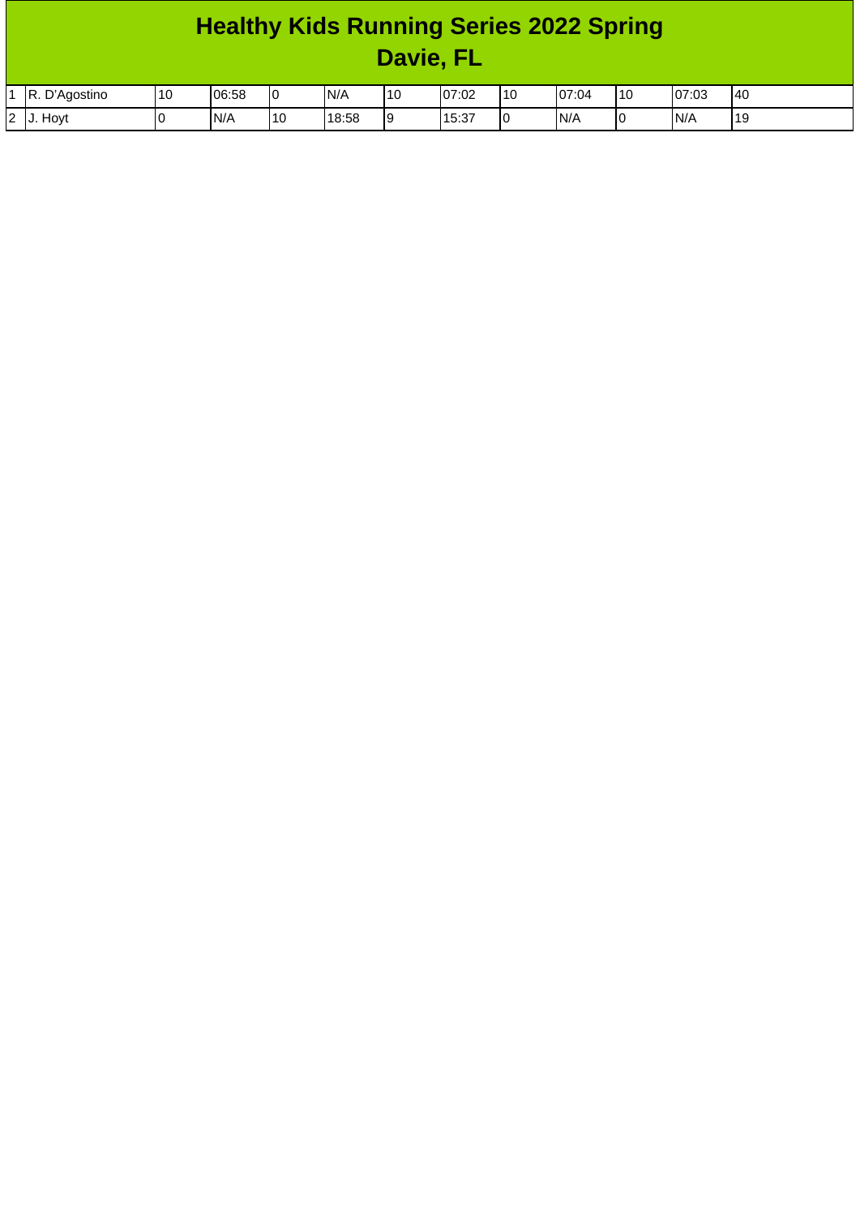# Healthy Kids Running Series 2022 Spring
## Davie, FL

| | | | | | | | | | | | | |
|---|---|---|---|---|---|---|---|---|---|---|---|---|
| 1 | R. D'Agostino | 10 | 06:58 | 0 | N/A | 10 | 07:02 | 10 | 07:04 | 10 | 07:03 | 40 |
| 2 | J. Hoyt | 0 | N/A | 10 | 18:58 | 9 | 15:37 | 0 | N/A | 0 | N/A | 19 |